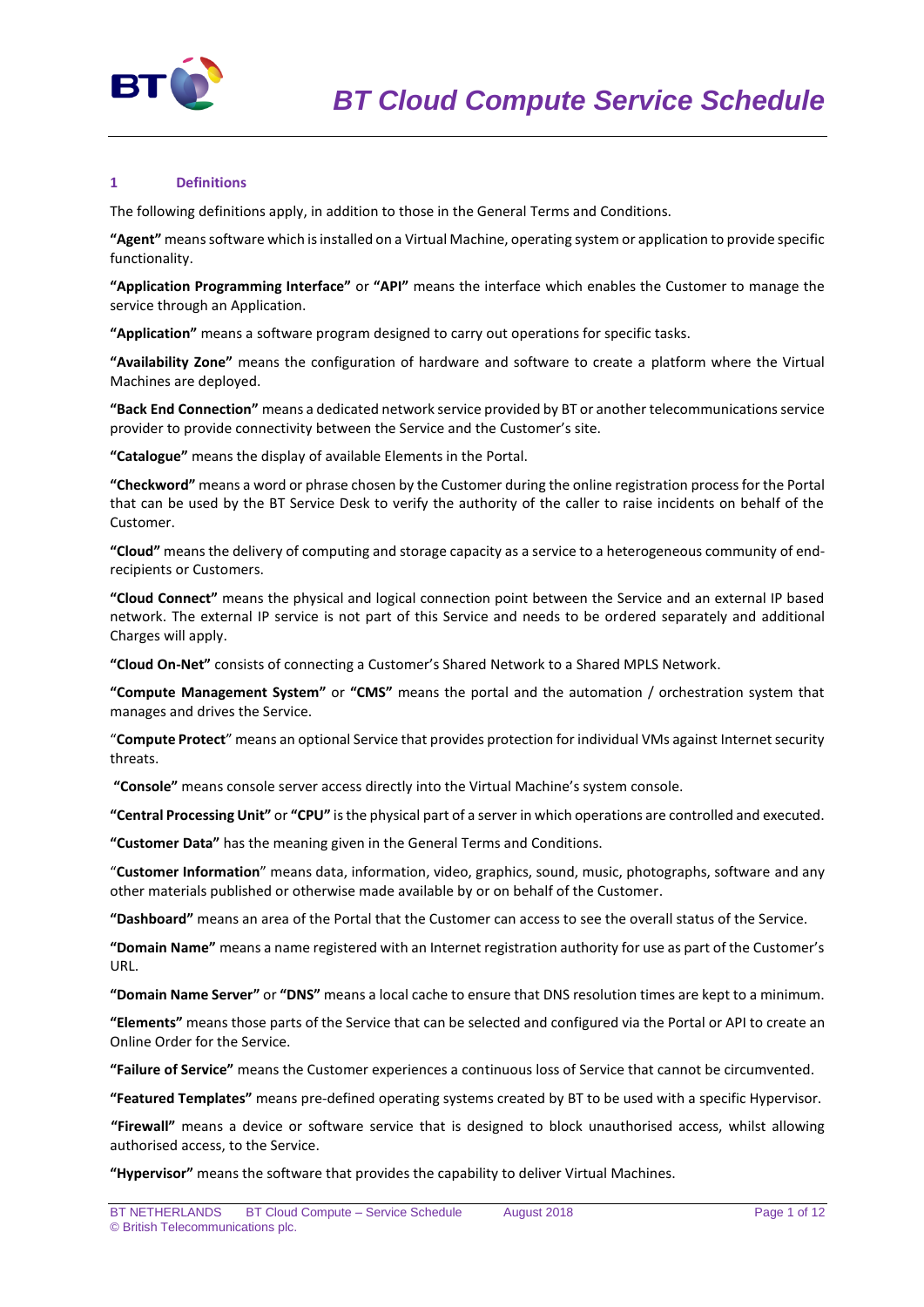# BT Cloud Compute Service Schedule

## 1 Definitions

The following definitions apply, in addition to those in the General Terms and Conditions.

**"Agent"** means software which is installed on a Virtual Machine, operating system or application to provide specific functionality.

**"Application Programming Interface"** or **"API"** means the interface which enables the Customer to manage the service through an Application.

**"Application"** means a software program designed to carry out operations for specific tasks.

**"Availability Zone"** means the configuration of hardware and software to create a platform where the Virtual Machines are deployed.

**"Back End Connection"** means a dedicated network service provided by BT or another telecommunications service provider to provide connectivity between the Service and the Customer's site.

**"Catalogue"** means the display of available Elements in the Portal.

**"Checkword"** means a word or phrase chosen by the Customer during the online registration process for the Portal that can be used by the BT Service Desk to verify the authority of the caller to raise incidents on behalf of the Customer.

**"Cloud"** means the delivery of computing and storage capacity as a service to a heterogeneous community of end-recipients or Customers.

**"Cloud Connect"** means the physical and logical connection point between the Service and an external IP based network. The external IP service is not part of this Service and needs to be ordered separately and additional Charges will apply.

**"Cloud On-Net"** consists of connecting a Customer's Shared Network to a Shared MPLS Network.

**"Compute Management System"** or **"CMS"** means the portal and the automation / orchestration system that manages and drives the Service.

"**Compute Protect**" means an optional Service that provides protection for individual VMs against Internet security threats.

**"Console"** means console server access directly into the Virtual Machine's system console.

**"Central Processing Unit"** or **"CPU"** is the physical part of a server in which operations are controlled and executed.

**"Customer Data"** has the meaning given in the General Terms and Conditions.

"**Customer Information**" means data, information, video, graphics, sound, music, photographs, software and any other materials published or otherwise made available by or on behalf of the Customer.

**"Dashboard"** means an area of the Portal that the Customer can access to see the overall status of the Service.

**"Domain Name"** means a name registered with an Internet registration authority for use as part of the Customer's URL.

**"Domain Name Server"** or **"DNS"** means a local cache to ensure that DNS resolution times are kept to a minimum.

**"Elements"** means those parts of the Service that can be selected and configured via the Portal or API to create an Online Order for the Service.

**"Failure of Service"** means the Customer experiences a continuous loss of Service that cannot be circumvented.

**"Featured Templates"** means pre-defined operating systems created by BT to be used with a specific Hypervisor.

**"Firewall"** means a device or software service that is designed to block unauthorised access, whilst allowing authorised access, to the Service.

**"Hypervisor"** means the software that provides the capability to deliver Virtual Machines.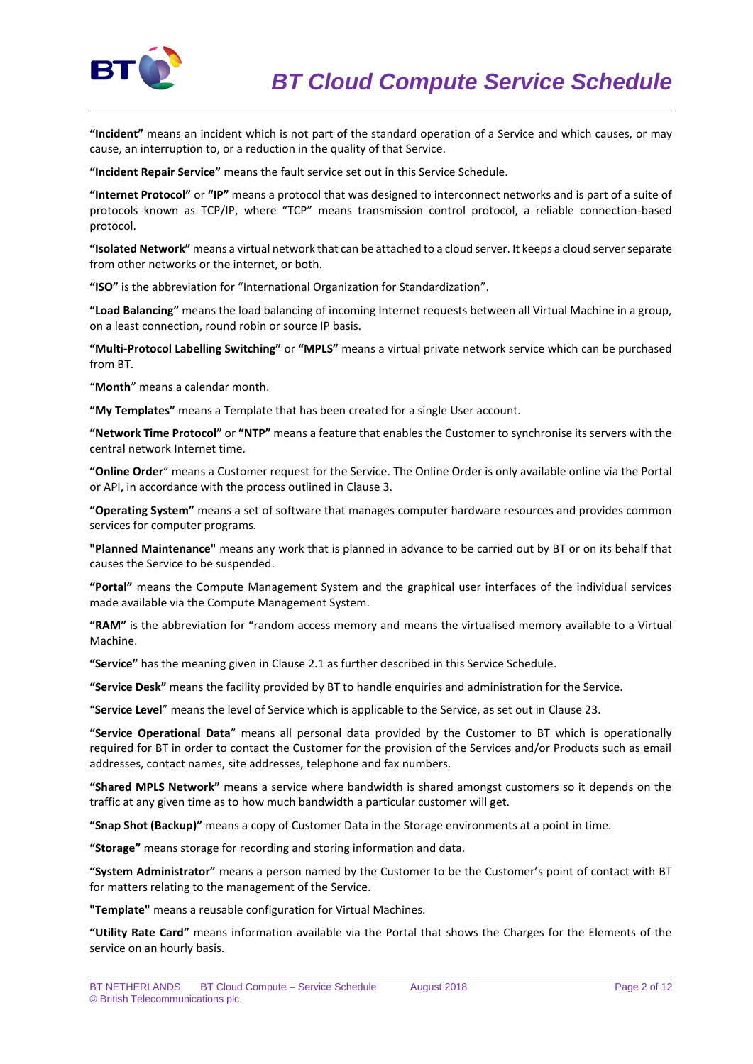**"Incident"** means an incident which is not part of the standard operation of a Service and which causes, or may cause, an interruption to, or a reduction in the quality of that Service.

**"Incident Repair Service"** means the fault service set out in this Service Schedule.

**"Internet Protocol"** or **"IP"** means a protocol that was designed to interconnect networks and is part of a suite of protocols known as TCP/IP, where "TCP" means transmission control protocol, a reliable connection-based protocol.

**"Isolated Network"** means a virtual network that can be attached to a cloud server. It keeps a cloud server separate from other networks or the internet, or both.

**"ISO"** is the abbreviation for "International Organization for Standardization".

**"Load Balancing"** means the load balancing of incoming Internet requests between all Virtual Machine in a group, on a least connection, round robin or source IP basis.

**"Multi-Protocol Labelling Switching"** or **"MPLS"** means a virtual private network service which can be purchased from BT.

"**Month**" means a calendar month.

**"My Templates"** means a Template that has been created for a single User account.

**"Network Time Protocol"** or **"NTP"** means a feature that enables the Customer to synchronise its servers with the central network Internet time.

**"Online Order**" means a Customer request for the Service. The Online Order is only available online via the Portal or API, in accordance with the process outlined in Clause 3.

**"Operating System"** means a set of software that manages computer hardware resources and provides common services for computer programs.

**"Planned Maintenance"** means any work that is planned in advance to be carried out by BT or on its behalf that causes the Service to be suspended.

**"Portal"** means the Compute Management System and the graphical user interfaces of the individual services made available via the Compute Management System.

**"RAM"** is the abbreviation for "random access memory and means the virtualised memory available to a Virtual Machine.

**"Service"** has the meaning given in Clause 2.1 as further described in this Service Schedule.

**"Service Desk"** means the facility provided by BT to handle enquiries and administration for the Service.

"**Service Level**" means the level of Service which is applicable to the Service, as set out in Clause 23.

**"Service Operational Data**" means all personal data provided by the Customer to BT which is operationally required for BT in order to contact the Customer for the provision of the Services and/or Products such as email addresses, contact names, site addresses, telephone and fax numbers.

**"Shared MPLS Network"** means a service where bandwidth is shared amongst customers so it depends on the traffic at any given time as to how much bandwidth a particular customer will get.

**"Snap Shot (Backup)"** means a copy of Customer Data in the Storage environments at a point in time.

**"Storage"** means storage for recording and storing information and data.

**"System Administrator"** means a person named by the Customer to be the Customer's point of contact with BT for matters relating to the management of the Service.

**"Template"** means a reusable configuration for Virtual Machines.

**"Utility Rate Card"** means information available via the Portal that shows the Charges for the Elements of the service on an hourly basis.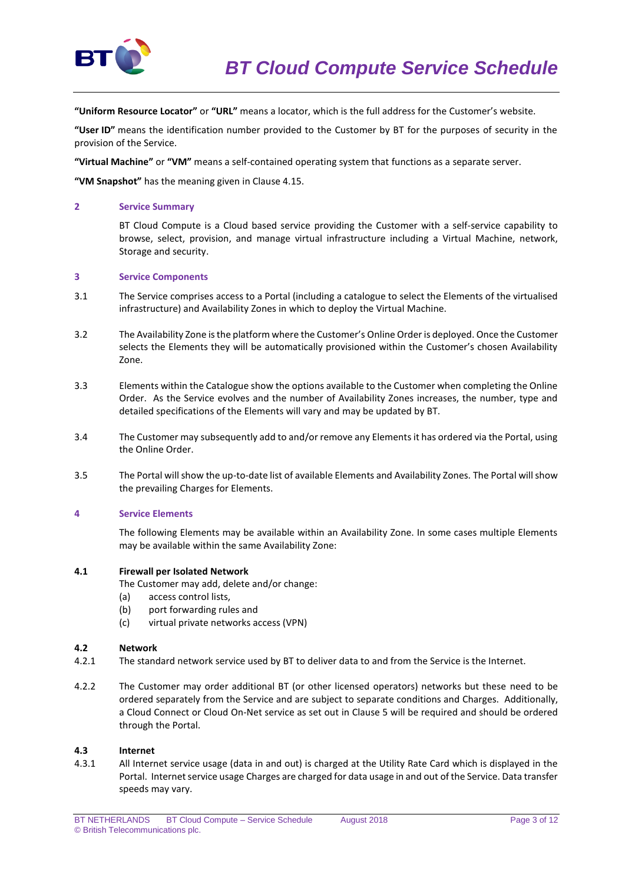**"Uniform Resource Locator"** or **"URL"** means a locator, which is the full address for the Customer's website.

**"User ID"** means the identification number provided to the Customer by BT for the purposes of security in the provision of the Service.

**"Virtual Machine"** or **"VM"** means a self-contained operating system that functions as a separate server.

**"VM Snapshot"** has the meaning given in Clause 4.15.

## 2 Service Summary

BT Cloud Compute is a Cloud based service providing the Customer with a self-service capability to browse, select, provision, and manage virtual infrastructure including a Virtual Machine, network, Storage and security.

## 3 Service Components

3.1 The Service comprises access to a Portal (including a catalogue to select the Elements of the virtualised infrastructure) and Availability Zones in which to deploy the Virtual Machine.

3.2 The Availability Zone is the platform where the Customer's Online Order is deployed. Once the Customer selects the Elements they will be automatically provisioned within the Customer's chosen Availability Zone.

3.3 Elements within the Catalogue show the options available to the Customer when completing the Online Order. As the Service evolves and the number of Availability Zones increases, the number, type and detailed specifications of the Elements will vary and may be updated by BT.

3.4 The Customer may subsequently add to and/or remove any Elements it has ordered via the Portal, using the Online Order.

3.5 The Portal will show the up-to-date list of available Elements and Availability Zones. The Portal will show the prevailing Charges for Elements.

## 4 Service Elements

The following Elements may be available within an Availability Zone. In some cases multiple Elements may be available within the same Availability Zone:

### 4.1 Firewall per Isolated Network

The Customer may add, delete and/or change:

(a) access control lists,
(b) port forwarding rules and
(c) virtual private networks access (VPN)

### 4.2 Network

4.2.1 The standard network service used by BT to deliver data to and from the Service is the Internet.

4.2.2 The Customer may order additional BT (or other licensed operators) networks but these need to be ordered separately from the Service and are subject to separate conditions and Charges. Additionally, a Cloud Connect or Cloud On-Net service as set out in Clause 5 will be required and should be ordered through the Portal.

### 4.3 Internet

4.3.1 All Internet service usage (data in and out) is charged at the Utility Rate Card which is displayed in the Portal. Internet service usage Charges are charged for data usage in and out of the Service. Data transfer speeds may vary.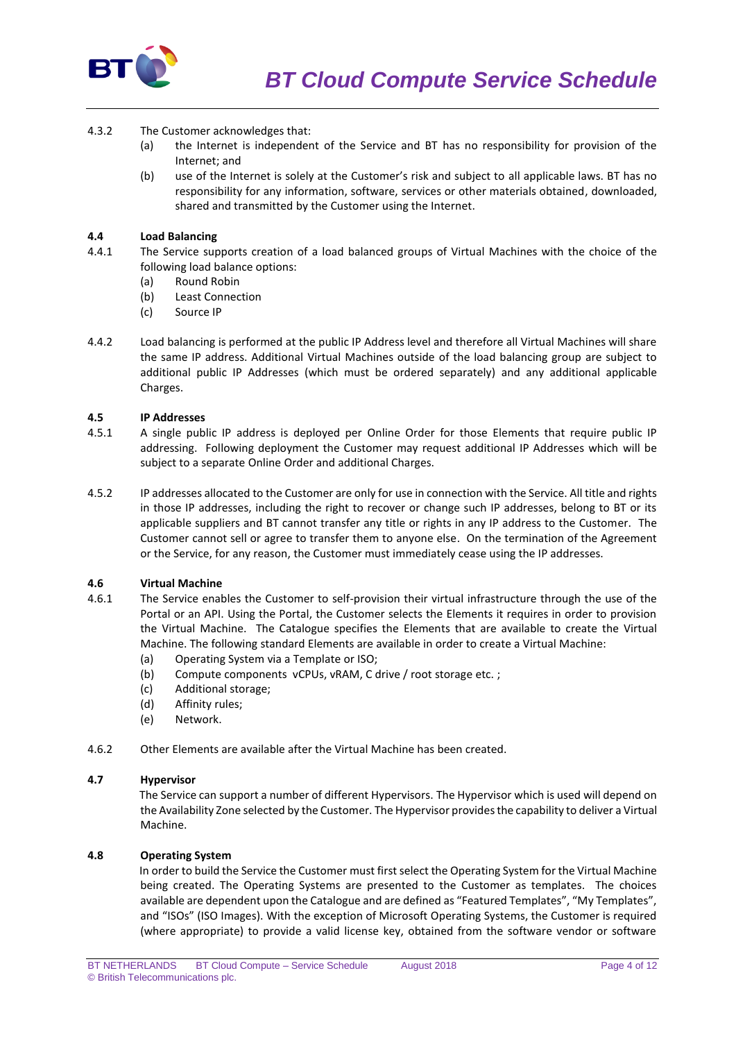4.3.2 The Customer acknowledges that:

(a) the Internet is independent of the Service and BT has no responsibility for provision of the Internet; and

(b) use of the Internet is solely at the Customer's risk and subject to all applicable laws. BT has no responsibility for any information, software, services or other materials obtained, downloaded, shared and transmitted by the Customer using the Internet.

**4.4 Load Balancing**

4.4.1 The Service supports creation of a load balanced groups of Virtual Machines with the choice of the following load balance options:

(a) Round Robin

(b) Least Connection

(c) Source IP

4.4.2 Load balancing is performed at the public IP Address level and therefore all Virtual Machines will share the same IP address. Additional Virtual Machines outside of the load balancing group are subject to additional public IP Addresses (which must be ordered separately) and any additional applicable Charges.

**4.5 IP Addresses**

4.5.1 A single public IP address is deployed per Online Order for those Elements that require public IP addressing. Following deployment the Customer may request additional IP Addresses which will be subject to a separate Online Order and additional Charges.

4.5.2 IP addresses allocated to the Customer are only for use in connection with the Service. All title and rights in those IP addresses, including the right to recover or change such IP addresses, belong to BT or its applicable suppliers and BT cannot transfer any title or rights in any IP address to the Customer. The Customer cannot sell or agree to transfer them to anyone else. On the termination of the Agreement or the Service, for any reason, the Customer must immediately cease using the IP addresses.

**4.6 Virtual Machine**

4.6.1 The Service enables the Customer to self-provision their virtual infrastructure through the use of the Portal or an API. Using the Portal, the Customer selects the Elements it requires in order to provision the Virtual Machine. The Catalogue specifies the Elements that are available to create the Virtual Machine. The following standard Elements are available in order to create a Virtual Machine:

(a) Operating System via a Template or ISO;

(b) Compute components vCPUs, vRAM, C drive / root storage etc. ;

(c) Additional storage;

(d) Affinity rules;

(e) Network.

4.6.2 Other Elements are available after the Virtual Machine has been created.

**4.7 Hypervisor**

The Service can support a number of different Hypervisors. The Hypervisor which is used will depend on the Availability Zone selected by the Customer. The Hypervisor provides the capability to deliver a Virtual Machine.

**4.8 Operating System**

In order to build the Service the Customer must first select the Operating System for the Virtual Machine being created. The Operating Systems are presented to the Customer as templates. The choices available are dependent upon the Catalogue and are defined as "Featured Templates", "My Templates", and "ISOs" (ISO Images). With the exception of Microsoft Operating Systems, the Customer is required (where appropriate) to provide a valid license key, obtained from the software vendor or software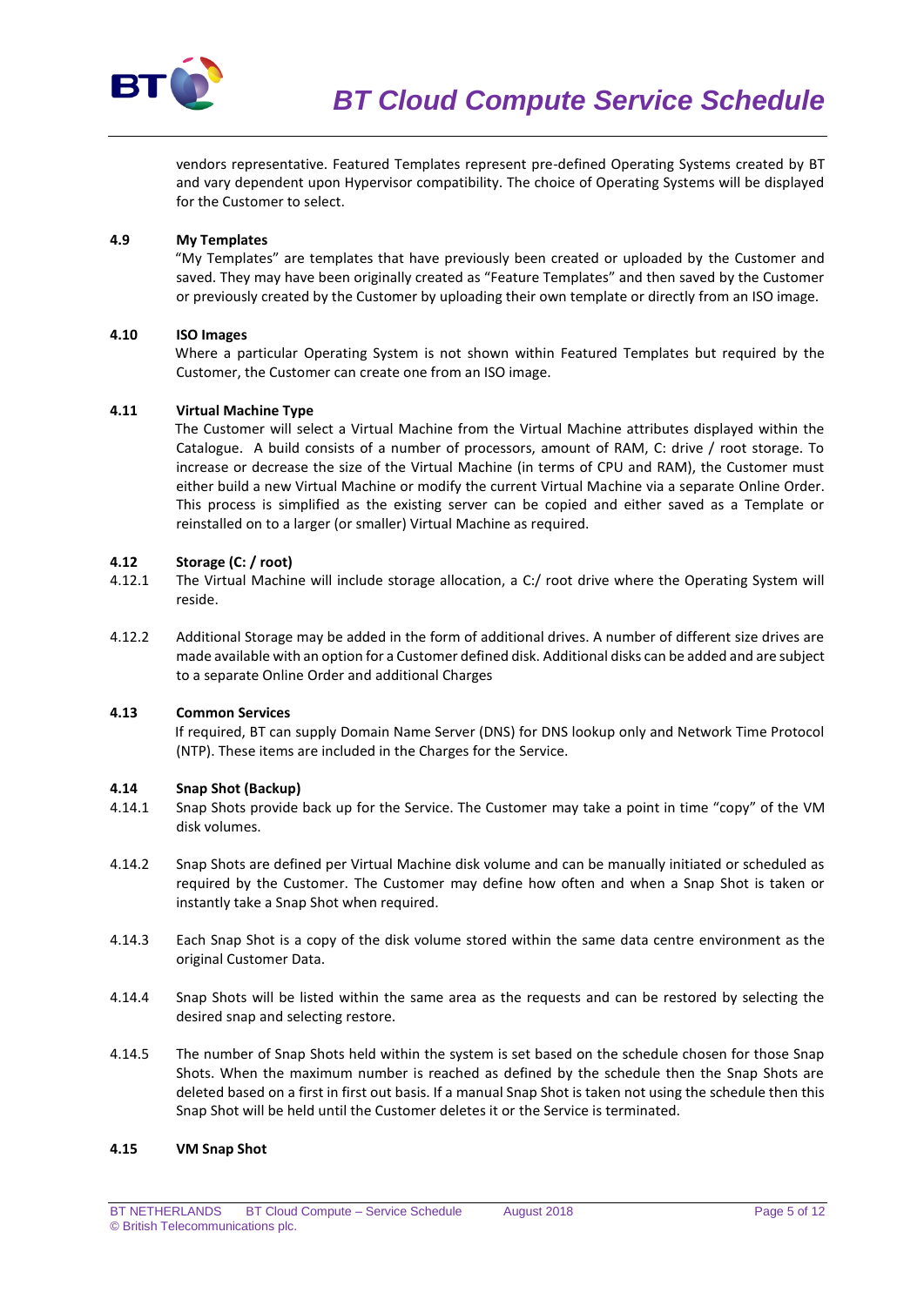vendors representative. Featured Templates represent pre-defined Operating Systems created by BT and vary dependent upon Hypervisor compatibility. The choice of Operating Systems will be displayed for the Customer to select.

**4.9 My Templates**

"My Templates" are templates that have previously been created or uploaded by the Customer and saved. They may have been originally created as "Feature Templates" and then saved by the Customer or previously created by the Customer by uploading their own template or directly from an ISO image.

**4.10 ISO Images**

Where a particular Operating System is not shown within Featured Templates but required by the Customer, the Customer can create one from an ISO image.

**4.11 Virtual Machine Type**

The Customer will select a Virtual Machine from the Virtual Machine attributes displayed within the Catalogue. A build consists of a number of processors, amount of RAM, C: drive / root storage. To increase or decrease the size of the Virtual Machine (in terms of CPU and RAM), the Customer must either build a new Virtual Machine or modify the current Virtual Machine via a separate Online Order. This process is simplified as the existing server can be copied and either saved as a Template or reinstalled on to a larger (or smaller) Virtual Machine as required.

**4.12 Storage (C: / root)**

4.12.1 The Virtual Machine will include storage allocation, a C:/ root drive where the Operating System will reside.

4.12.2 Additional Storage may be added in the form of additional drives. A number of different size drives are made available with an option for a Customer defined disk. Additional disks can be added and are subject to a separate Online Order and additional Charges

**4.13 Common Services**

If required, BT can supply Domain Name Server (DNS) for DNS lookup only and Network Time Protocol (NTP). These items are included in the Charges for the Service.

**4.14 Snap Shot (Backup)**

4.14.1 Snap Shots provide back up for the Service. The Customer may take a point in time "copy" of the VM disk volumes.

4.14.2 Snap Shots are defined per Virtual Machine disk volume and can be manually initiated or scheduled as required by the Customer. The Customer may define how often and when a Snap Shot is taken or instantly take a Snap Shot when required.

4.14.3 Each Snap Shot is a copy of the disk volume stored within the same data centre environment as the original Customer Data.

4.14.4 Snap Shots will be listed within the same area as the requests and can be restored by selecting the desired snap and selecting restore.

4.14.5 The number of Snap Shots held within the system is set based on the schedule chosen for those Snap Shots. When the maximum number is reached as defined by the schedule then the Snap Shots are deleted based on a first in first out basis. If a manual Snap Shot is taken not using the schedule then this Snap Shot will be held until the Customer deletes it or the Service is terminated.

**4.15 VM Snap Shot**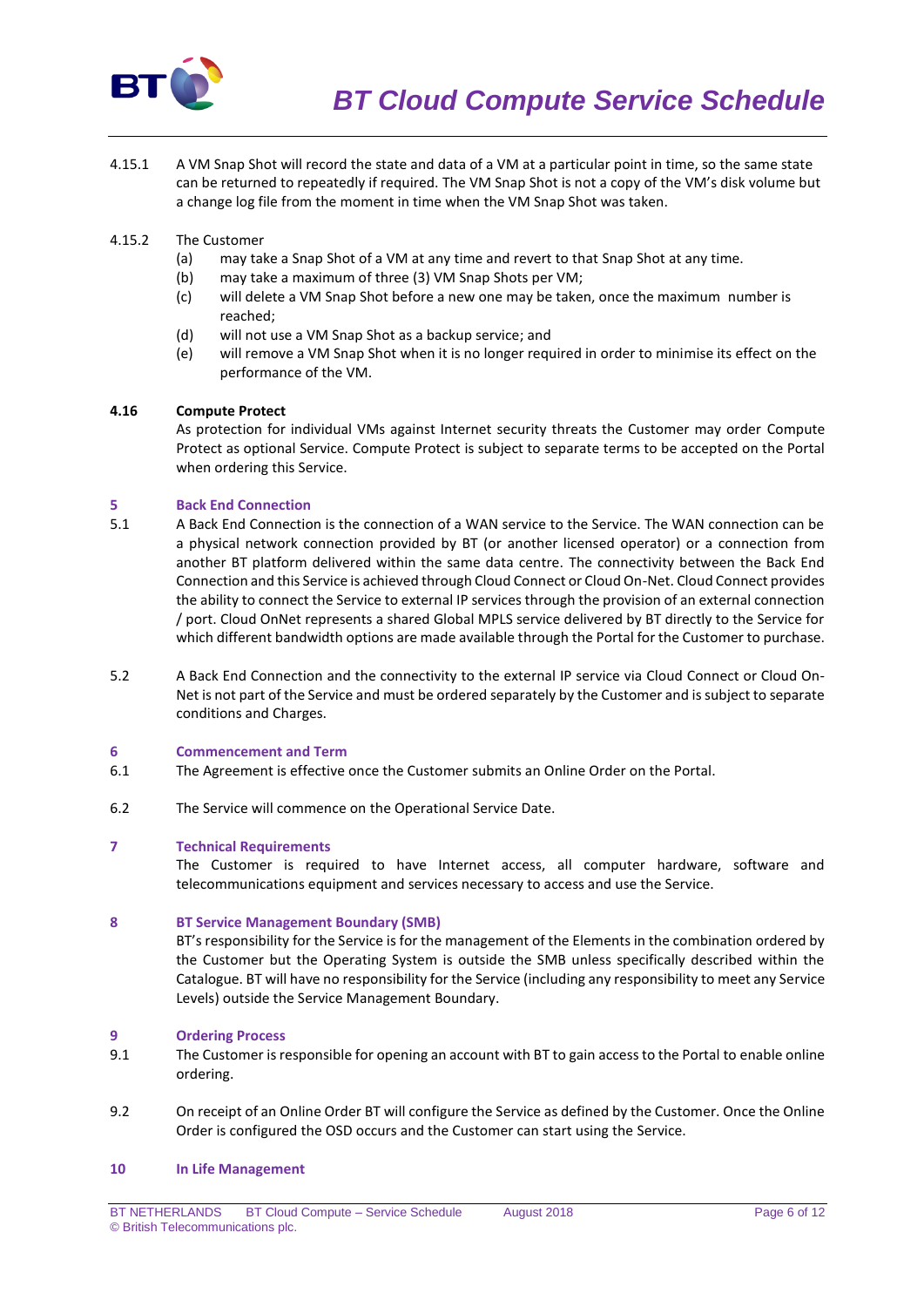4.15.1 A VM Snap Shot will record the state and data of a VM at a particular point in time, so the same state can be returned to repeatedly if required. The VM Snap Shot is not a copy of the VM's disk volume but a change log file from the moment in time when the VM Snap Shot was taken.

4.15.2 The Customer

- (a) may take a Snap Shot of a VM at any time and revert to that Snap Shot at any time.
- (b) may take a maximum of three (3) VM Snap Shots per VM;
- (c) will delete a VM Snap Shot before a new one may be taken, once the maximum number is reached;
- (d) will not use a VM Snap Shot as a backup service; and
- (e) will remove a VM Snap Shot when it is no longer required in order to minimise its effect on the performance of the VM.

**4.16 Compute Protect**

As protection for individual VMs against Internet security threats the Customer may order Compute Protect as optional Service. Compute Protect is subject to separate terms to be accepted on the Portal when ordering this Service.

## 5 Back End Connection

5.1 A Back End Connection is the connection of a WAN service to the Service. The WAN connection can be a physical network connection provided by BT (or another licensed operator) or a connection from another BT platform delivered within the same data centre. The connectivity between the Back End Connection and this Service is achieved through Cloud Connect or Cloud On-Net. Cloud Connect provides the ability to connect the Service to external IP services through the provision of an external connection / port. Cloud OnNet represents a shared Global MPLS service delivered by BT directly to the Service for which different bandwidth options are made available through the Portal for the Customer to purchase.

5.2 A Back End Connection and the connectivity to the external IP service via Cloud Connect or Cloud On-Net is not part of the Service and must be ordered separately by the Customer and is subject to separate conditions and Charges.

## 6 Commencement and Term

6.1 The Agreement is effective once the Customer submits an Online Order on the Portal.

6.2 The Service will commence on the Operational Service Date.

## 7 Technical Requirements

The Customer is required to have Internet access, all computer hardware, software and telecommunications equipment and services necessary to access and use the Service.

## 8 BT Service Management Boundary (SMB)

BT's responsibility for the Service is for the management of the Elements in the combination ordered by the Customer but the Operating System is outside the SMB unless specifically described within the Catalogue. BT will have no responsibility for the Service (including any responsibility to meet any Service Levels) outside the Service Management Boundary.

## 9 Ordering Process

9.1 The Customer is responsible for opening an account with BT to gain access to the Portal to enable online ordering.

9.2 On receipt of an Online Order BT will configure the Service as defined by the Customer. Once the Online Order is configured the OSD occurs and the Customer can start using the Service.

## 10 In Life Management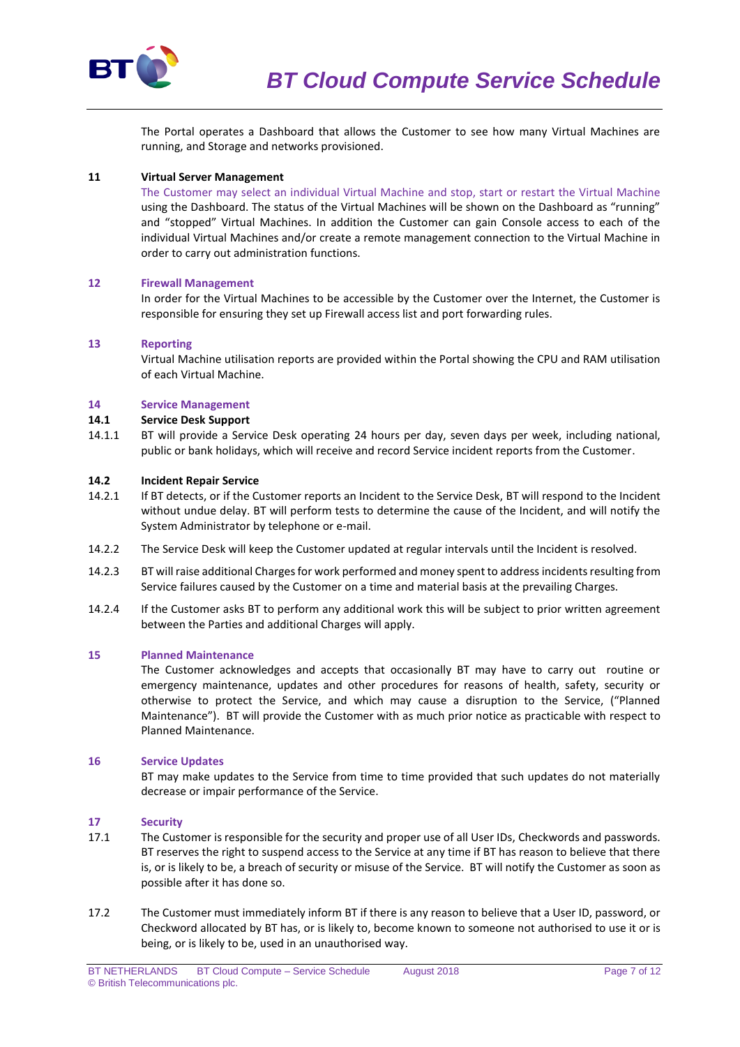The Portal operates a Dashboard that allows the Customer to see how many Virtual Machines are running, and Storage and networks provisioned.

## 11 Virtual Server Management

The Customer may select an individual Virtual Machine and stop, start or restart the Virtual Machine using the Dashboard. The status of the Virtual Machines will be shown on the Dashboard as "running" and "stopped" Virtual Machines. In addition the Customer can gain Console access to each of the individual Virtual Machines and/or create a remote management connection to the Virtual Machine in order to carry out administration functions.

## 12 Firewall Management

In order for the Virtual Machines to be accessible by the Customer over the Internet, the Customer is responsible for ensuring they set up Firewall access list and port forwarding rules.

## 13 Reporting

Virtual Machine utilisation reports are provided within the Portal showing the CPU and RAM utilisation of each Virtual Machine.

## 14 Service Management

### 14.1 Service Desk Support

14.1.1 BT will provide a Service Desk operating 24 hours per day, seven days per week, including national, public or bank holidays, which will receive and record Service incident reports from the Customer.

### 14.2 Incident Repair Service

14.2.1 If BT detects, or if the Customer reports an Incident to the Service Desk, BT will respond to the Incident without undue delay. BT will perform tests to determine the cause of the Incident, and will notify the System Administrator by telephone or e-mail.

14.2.2 The Service Desk will keep the Customer updated at regular intervals until the Incident is resolved.

14.2.3 BT will raise additional Charges for work performed and money spent to address incidents resulting from Service failures caused by the Customer on a time and material basis at the prevailing Charges.

14.2.4 If the Customer asks BT to perform any additional work this will be subject to prior written agreement between the Parties and additional Charges will apply.

## 15 Planned Maintenance

The Customer acknowledges and accepts that occasionally BT may have to carry out routine or emergency maintenance, updates and other procedures for reasons of health, safety, security or otherwise to protect the Service, and which may cause a disruption to the Service, ("Planned Maintenance"). BT will provide the Customer with as much prior notice as practicable with respect to Planned Maintenance.

## 16 Service Updates

BT may make updates to the Service from time to time provided that such updates do not materially decrease or impair performance of the Service.

## 17 Security

17.1 The Customer is responsible for the security and proper use of all User IDs, Checkwords and passwords. BT reserves the right to suspend access to the Service at any time if BT has reason to believe that there is, or is likely to be, a breach of security or misuse of the Service. BT will notify the Customer as soon as possible after it has done so.

17.2 The Customer must immediately inform BT if there is any reason to believe that a User ID, password, or Checkword allocated by BT has, or is likely to, become known to someone not authorised to use it or is being, or is likely to be, used in an unauthorised way.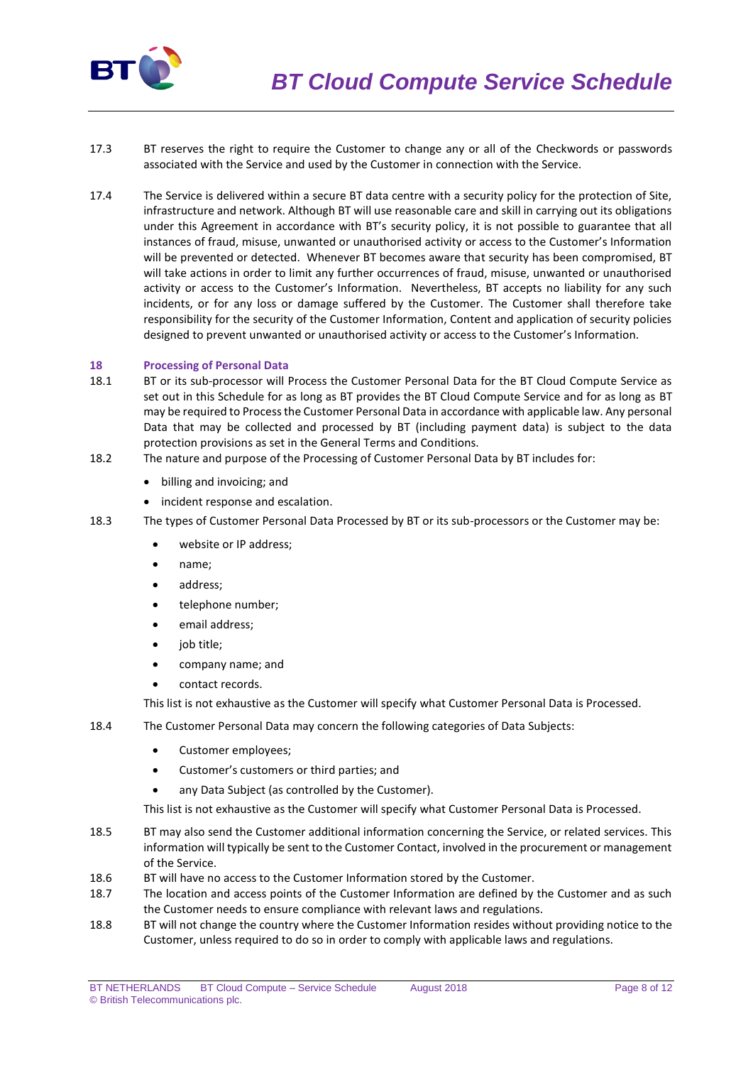17.3 BT reserves the right to require the Customer to change any or all of the Checkwords or passwords associated with the Service and used by the Customer in connection with the Service.

17.4 The Service is delivered within a secure BT data centre with a security policy for the protection of Site, infrastructure and network. Although BT will use reasonable care and skill in carrying out its obligations under this Agreement in accordance with BT's security policy, it is not possible to guarantee that all instances of fraud, misuse, unwanted or unauthorised activity or access to the Customer's Information will be prevented or detected. Whenever BT becomes aware that security has been compromised, BT will take actions in order to limit any further occurrences of fraud, misuse, unwanted or unauthorised activity or access to the Customer's Information. Nevertheless, BT accepts no liability for any such incidents, or for any loss or damage suffered by the Customer. The Customer shall therefore take responsibility for the security of the Customer Information, Content and application of security policies designed to prevent unwanted or unauthorised activity or access to the Customer's Information.

## 18 Processing of Personal Data

18.1 BT or its sub-processor will Process the Customer Personal Data for the BT Cloud Compute Service as set out in this Schedule for as long as BT provides the BT Cloud Compute Service and for as long as BT may be required to Process the Customer Personal Data in accordance with applicable law. Any personal Data that may be collected and processed by BT (including payment data) is subject to the data protection provisions as set in the General Terms and Conditions.

18.2 The nature and purpose of the Processing of Customer Personal Data by BT includes for:

- billing and invoicing; and
- incident response and escalation.

18.3 The types of Customer Personal Data Processed by BT or its sub-processors or the Customer may be:

- website or IP address;
- name;
- address;
- telephone number;
- email address;
- job title;
- company name; and
- contact records.

This list is not exhaustive as the Customer will specify what Customer Personal Data is Processed.

18.4 The Customer Personal Data may concern the following categories of Data Subjects:

- Customer employees;
- Customer's customers or third parties; and
- any Data Subject (as controlled by the Customer).

This list is not exhaustive as the Customer will specify what Customer Personal Data is Processed.

18.5 BT may also send the Customer additional information concerning the Service, or related services. This information will typically be sent to the Customer Contact, involved in the procurement or management of the Service.

18.6 BT will have no access to the Customer Information stored by the Customer.

18.7 The location and access points of the Customer Information are defined by the Customer and as such the Customer needs to ensure compliance with relevant laws and regulations.

18.8 BT will not change the country where the Customer Information resides without providing notice to the Customer, unless required to do so in order to comply with applicable laws and regulations.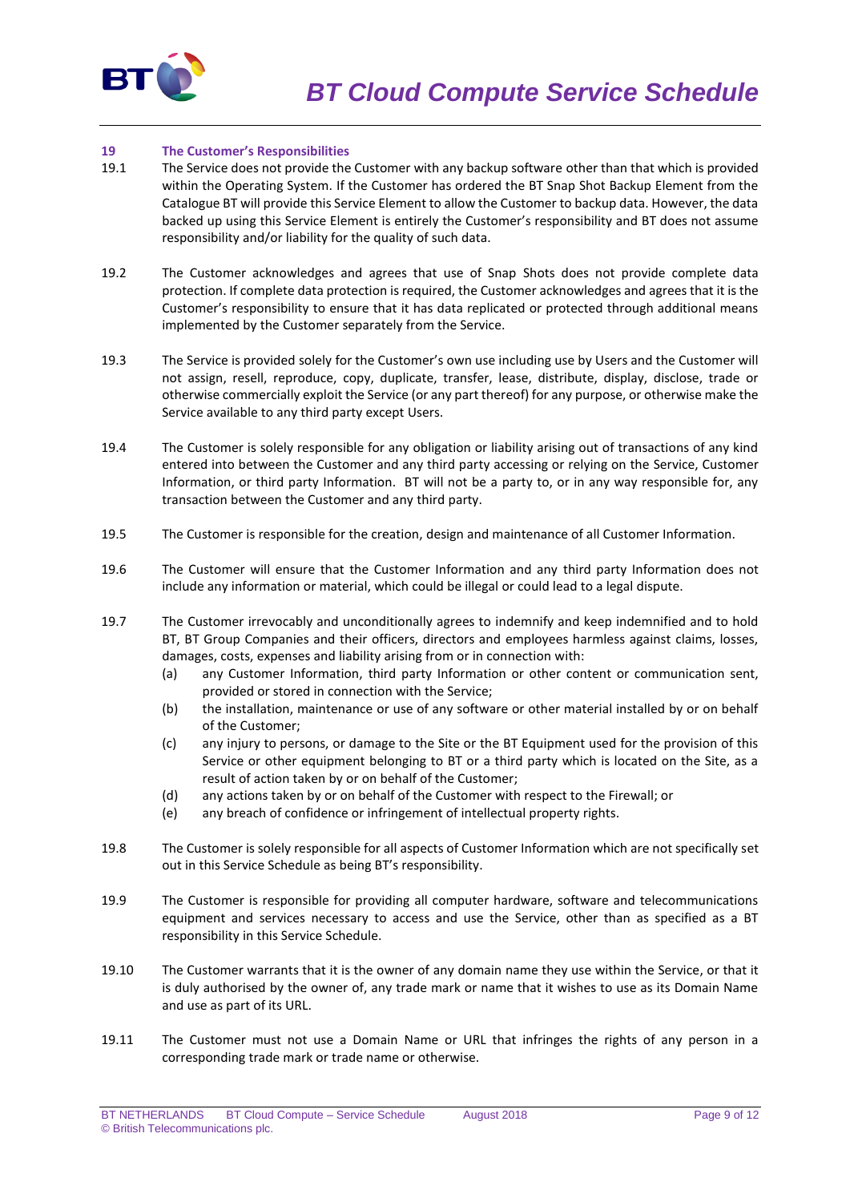## 19 The Customer's Responsibilities

19.1 The Service does not provide the Customer with any backup software other than that which is provided within the Operating System. If the Customer has ordered the BT Snap Shot Backup Element from the Catalogue BT will provide this Service Element to allow the Customer to backup data. However, the data backed up using this Service Element is entirely the Customer's responsibility and BT does not assume responsibility and/or liability for the quality of such data.

19.2 The Customer acknowledges and agrees that use of Snap Shots does not provide complete data protection. If complete data protection is required, the Customer acknowledges and agrees that it is the Customer's responsibility to ensure that it has data replicated or protected through additional means implemented by the Customer separately from the Service.

19.3 The Service is provided solely for the Customer's own use including use by Users and the Customer will not assign, resell, reproduce, copy, duplicate, transfer, lease, distribute, display, disclose, trade or otherwise commercially exploit the Service (or any part thereof) for any purpose, or otherwise make the Service available to any third party except Users.

19.4 The Customer is solely responsible for any obligation or liability arising out of transactions of any kind entered into between the Customer and any third party accessing or relying on the Service, Customer Information, or third party Information. BT will not be a party to, or in any way responsible for, any transaction between the Customer and any third party.

19.5 The Customer is responsible for the creation, design and maintenance of all Customer Information.

19.6 The Customer will ensure that the Customer Information and any third party Information does not include any information or material, which could be illegal or could lead to a legal dispute.

19.7 The Customer irrevocably and unconditionally agrees to indemnify and keep indemnified and to hold BT, BT Group Companies and their officers, directors and employees harmless against claims, losses, damages, costs, expenses and liability arising from or in connection with:

(a) any Customer Information, third party Information or other content or communication sent, provided or stored in connection with the Service;

(b) the installation, maintenance or use of any software or other material installed by or on behalf of the Customer;

(c) any injury to persons, or damage to the Site or the BT Equipment used for the provision of this Service or other equipment belonging to BT or a third party which is located on the Site, as a result of action taken by or on behalf of the Customer;

(d) any actions taken by or on behalf of the Customer with respect to the Firewall; or

(e) any breach of confidence or infringement of intellectual property rights.

19.8 The Customer is solely responsible for all aspects of Customer Information which are not specifically set out in this Service Schedule as being BT's responsibility.

19.9 The Customer is responsible for providing all computer hardware, software and telecommunications equipment and services necessary to access and use the Service, other than as specified as a BT responsibility in this Service Schedule.

19.10 The Customer warrants that it is the owner of any domain name they use within the Service, or that it is duly authorised by the owner of, any trade mark or name that it wishes to use as its Domain Name and use as part of its URL.

19.11 The Customer must not use a Domain Name or URL that infringes the rights of any person in a corresponding trade mark or trade name or otherwise.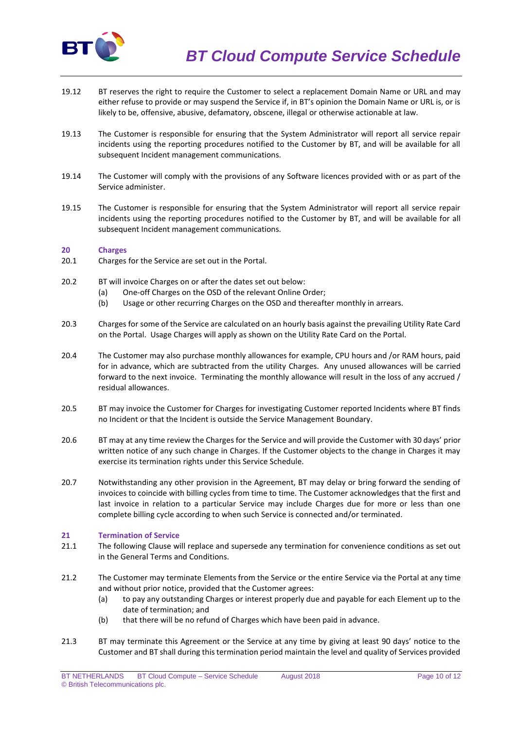19.12 BT reserves the right to require the Customer to select a replacement Domain Name or URL and may either refuse to provide or may suspend the Service if, in BT's opinion the Domain Name or URL is, or is likely to be, offensive, abusive, defamatory, obscene, illegal or otherwise actionable at law.

19.13 The Customer is responsible for ensuring that the System Administrator will report all service repair incidents using the reporting procedures notified to the Customer by BT, and will be available for all subsequent Incident management communications.

19.14 The Customer will comply with the provisions of any Software licences provided with or as part of the Service administer.

19.15 The Customer is responsible for ensuring that the System Administrator will report all service repair incidents using the reporting procedures notified to the Customer by BT, and will be available for all subsequent Incident management communications.

## 20 Charges

20.1 Charges for the Service are set out in the Portal.

20.2 BT will invoice Charges on or after the dates set out below:

(a) One-off Charges on the OSD of the relevant Online Order;

(b) Usage or other recurring Charges on the OSD and thereafter monthly in arrears.

20.3 Charges for some of the Service are calculated on an hourly basis against the prevailing Utility Rate Card on the Portal. Usage Charges will apply as shown on the Utility Rate Card on the Portal.

20.4 The Customer may also purchase monthly allowances for example, CPU hours and /or RAM hours, paid for in advance, which are subtracted from the utility Charges. Any unused allowances will be carried forward to the next invoice. Terminating the monthly allowance will result in the loss of any accrued / residual allowances.

20.5 BT may invoice the Customer for Charges for investigating Customer reported Incidents where BT finds no Incident or that the Incident is outside the Service Management Boundary.

20.6 BT may at any time review the Charges for the Service and will provide the Customer with 30 days' prior written notice of any such change in Charges. If the Customer objects to the change in Charges it may exercise its termination rights under this Service Schedule.

20.7 Notwithstanding any other provision in the Agreement, BT may delay or bring forward the sending of invoices to coincide with billing cycles from time to time. The Customer acknowledges that the first and last invoice in relation to a particular Service may include Charges due for more or less than one complete billing cycle according to when such Service is connected and/or terminated.

## 21 Termination of Service

21.1 The following Clause will replace and supersede any termination for convenience conditions as set out in the General Terms and Conditions.

21.2 The Customer may terminate Elements from the Service or the entire Service via the Portal at any time and without prior notice, provided that the Customer agrees:

(a) to pay any outstanding Charges or interest properly due and payable for each Element up to the date of termination; and

(b) that there will be no refund of Charges which have been paid in advance.

21.3 BT may terminate this Agreement or the Service at any time by giving at least 90 days' notice to the Customer and BT shall during this termination period maintain the level and quality of Services provided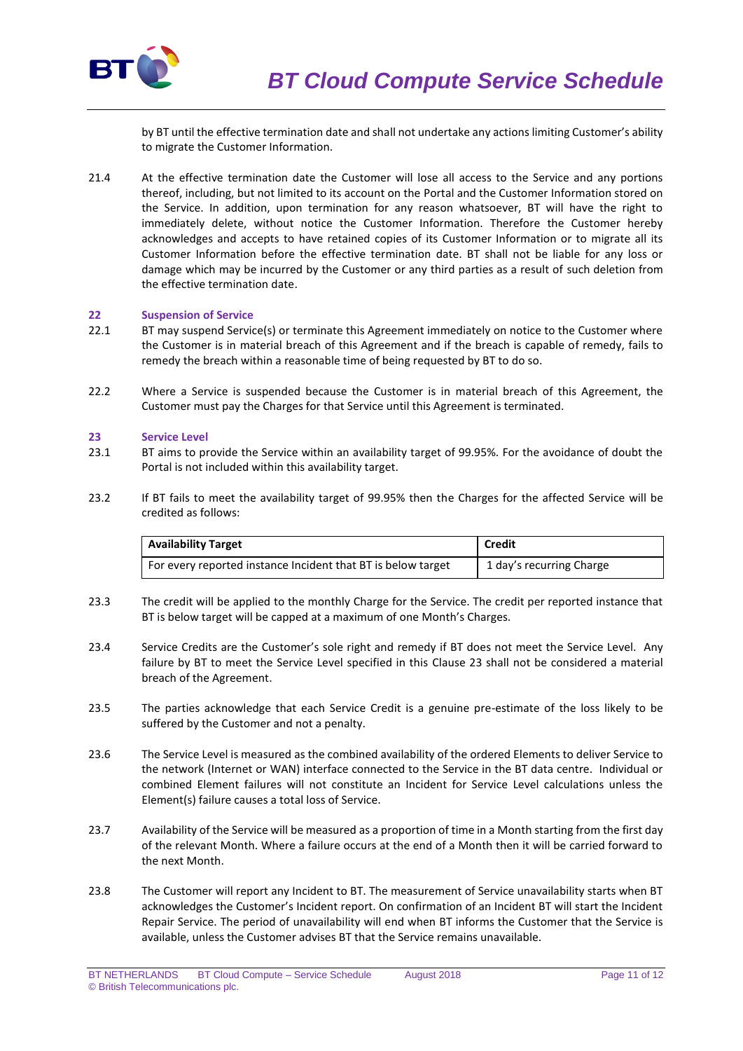by BT until the effective termination date and shall not undertake any actions limiting Customer's ability to migrate the Customer Information.

21.4 At the effective termination date the Customer will lose all access to the Service and any portions thereof, including, but not limited to its account on the Portal and the Customer Information stored on the Service. In addition, upon termination for any reason whatsoever, BT will have the right to immediately delete, without notice the Customer Information. Therefore the Customer hereby acknowledges and accepts to have retained copies of its Customer Information or to migrate all its Customer Information before the effective termination date. BT shall not be liable for any loss or damage which may be incurred by the Customer or any third parties as a result of such deletion from the effective termination date.

## 22 Suspension of Service

22.1 BT may suspend Service(s) or terminate this Agreement immediately on notice to the Customer where the Customer is in material breach of this Agreement and if the breach is capable of remedy, fails to remedy the breach within a reasonable time of being requested by BT to do so.

22.2 Where a Service is suspended because the Customer is in material breach of this Agreement, the Customer must pay the Charges for that Service until this Agreement is terminated.

## 23 Service Level

23.1 BT aims to provide the Service within an availability target of 99.95%. For the avoidance of doubt the Portal is not included within this availability target.

23.2 If BT fails to meet the availability target of 99.95% then the Charges for the affected Service will be credited as follows:

| Availability Target | Credit |
|---|---|
| For every reported instance Incident that BT is below target | 1 day's recurring Charge |

23.3 The credit will be applied to the monthly Charge for the Service. The credit per reported instance that BT is below target will be capped at a maximum of one Month's Charges.

23.4 Service Credits are the Customer's sole right and remedy if BT does not meet the Service Level. Any failure by BT to meet the Service Level specified in this Clause 23 shall not be considered a material breach of the Agreement.

23.5 The parties acknowledge that each Service Credit is a genuine pre-estimate of the loss likely to be suffered by the Customer and not a penalty.

23.6 The Service Level is measured as the combined availability of the ordered Elements to deliver Service to the network (Internet or WAN) interface connected to the Service in the BT data centre. Individual or combined Element failures will not constitute an Incident for Service Level calculations unless the Element(s) failure causes a total loss of Service.

23.7 Availability of the Service will be measured as a proportion of time in a Month starting from the first day of the relevant Month. Where a failure occurs at the end of a Month then it will be carried forward to the next Month.

23.8 The Customer will report any Incident to BT. The measurement of Service unavailability starts when BT acknowledges the Customer's Incident report. On confirmation of an Incident BT will start the Incident Repair Service. The period of unavailability will end when BT informs the Customer that the Service is available, unless the Customer advises BT that the Service remains unavailable.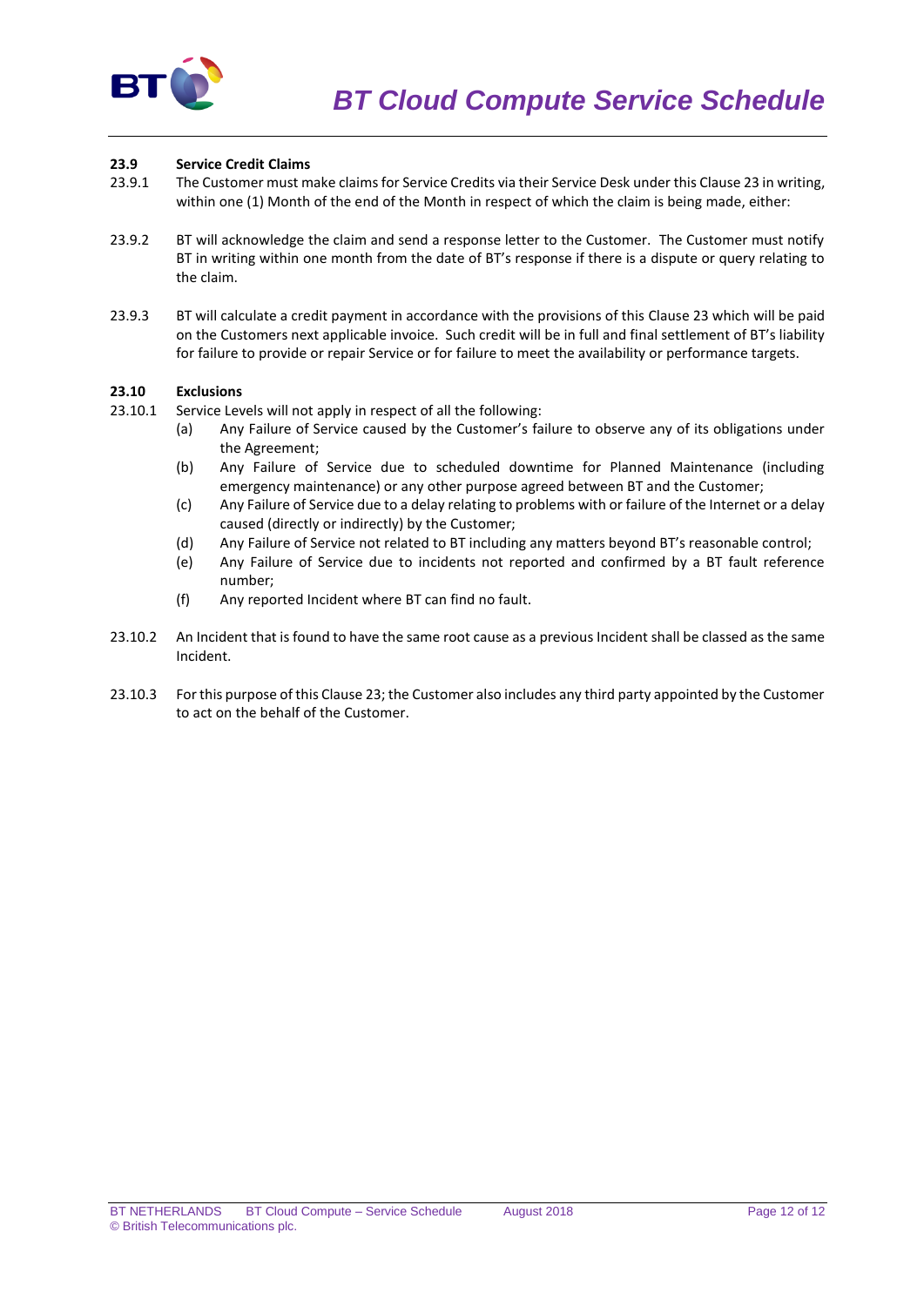### 23.9 Service Credit Claims

23.9.1 The Customer must make claims for Service Credits via their Service Desk under this Clause 23 in writing, within one (1) Month of the end of the Month in respect of which the claim is being made, either:

23.9.2 BT will acknowledge the claim and send a response letter to the Customer. The Customer must notify BT in writing within one month from the date of BT's response if there is a dispute or query relating to the claim.

23.9.3 BT will calculate a credit payment in accordance with the provisions of this Clause 23 which will be paid on the Customers next applicable invoice. Such credit will be in full and final settlement of BT's liability for failure to provide or repair Service or for failure to meet the availability or performance targets.

### 23.10 Exclusions

23.10.1 Service Levels will not apply in respect of all the following:

- (a) Any Failure of Service caused by the Customer's failure to observe any of its obligations under the Agreement;
- (b) Any Failure of Service due to scheduled downtime for Planned Maintenance (including emergency maintenance) or any other purpose agreed between BT and the Customer;
- (c) Any Failure of Service due to a delay relating to problems with or failure of the Internet or a delay caused (directly or indirectly) by the Customer;
- (d) Any Failure of Service not related to BT including any matters beyond BT's reasonable control;
- (e) Any Failure of Service due to incidents not reported and confirmed by a BT fault reference number;
- (f) Any reported Incident where BT can find no fault.

23.10.2 An Incident that is found to have the same root cause as a previous Incident shall be classed as the same Incident.

23.10.3 For this purpose of this Clause 23; the Customer also includes any third party appointed by the Customer to act on the behalf of the Customer.